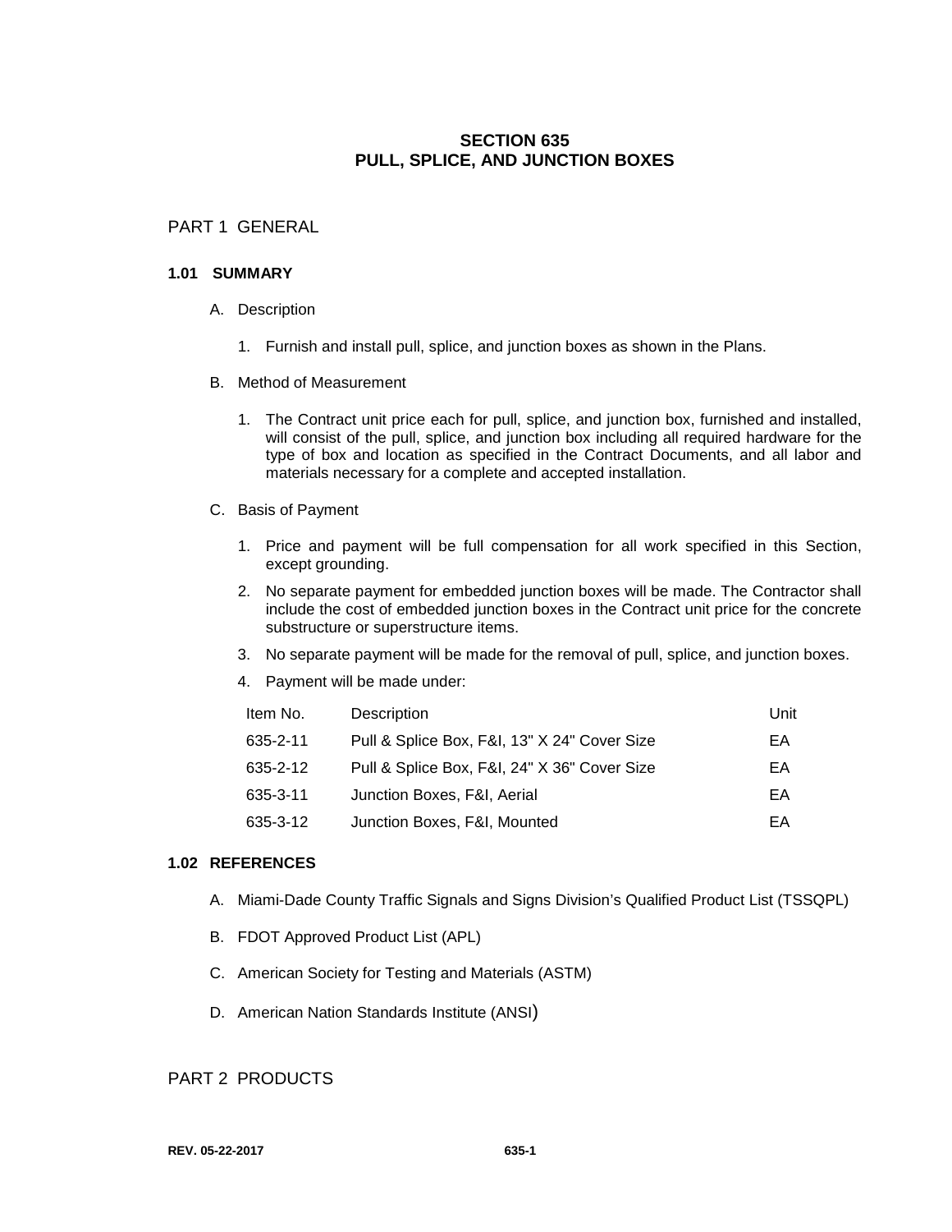# SECTION 635
# PULL, SPLICE, AND JUNCTION BOXES

## PART 1 GENERAL

### 1.01 SUMMARY

A. Description

1. Furnish and install pull, splice, and junction boxes as shown in the Plans.

B. Method of Measurement

1. The Contract unit price each for pull, splice, and junction box, furnished and installed, will consist of the pull, splice, and junction box including all required hardware for the type of box and location as specified in the Contract Documents, and all labor and materials necessary for a complete and accepted installation.

C. Basis of Payment

1. Price and payment will be full compensation for all work specified in this Section, except grounding.
2. No separate payment for embedded junction boxes will be made. The Contractor shall include the cost of embedded junction boxes in the Contract unit price for the concrete substructure or superstructure items.
3. No separate payment will be made for the removal of pull, splice, and junction boxes.
4. Payment will be made under:

| Item No. | Description | Unit |
|---|---|---|
| 635-2-11 | Pull & Splice Box, F&I, 13" X 24" Cover Size | EA |
| 635-2-12 | Pull & Splice Box, F&I, 24" X 36" Cover Size | EA |
| 635-3-11 | Junction Boxes, F&I, Aerial | EA |
| 635-3-12 | Junction Boxes, F&I, Mounted | EA |

### 1.02 REFERENCES

A. Miami-Dade County Traffic Signals and Signs Division's Qualified Product List (TSSQPL)

B. FDOT Approved Product List (APL)

C. American Society for Testing and Materials (ASTM)

D. American Nation Standards Institute (ANSI)

## PART 2 PRODUCTS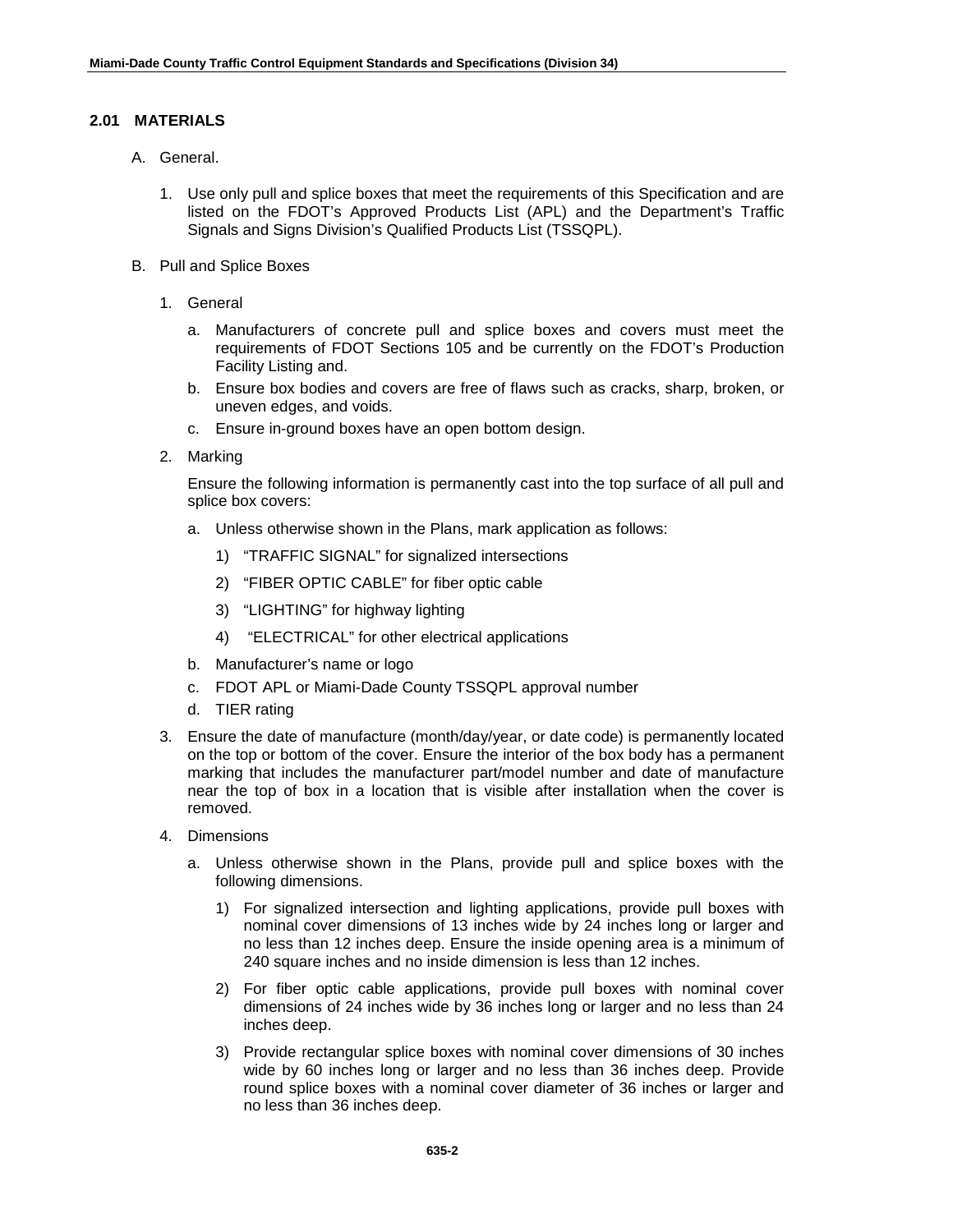## 2.01 MATERIALS

A. General.

1. Use only pull and splice boxes that meet the requirements of this Specification and are listed on the FDOT's Approved Products List (APL) and the Department's Traffic Signals and Signs Division's Qualified Products List (TSSQPL).

B. Pull and Splice Boxes

1. General

   a. Manufacturers of concrete pull and splice boxes and covers must meet the requirements of FDOT Sections 105 and be currently on the FDOT's Production Facility Listing and.

   b. Ensure box bodies and covers are free of flaws such as cracks, sharp, broken, or uneven edges, and voids.

   c. Ensure in-ground boxes have an open bottom design.

2. Marking

   Ensure the following information is permanently cast into the top surface of all pull and splice box covers:

   a. Unless otherwise shown in the Plans, mark application as follows:

      1) "TRAFFIC SIGNAL" for signalized intersections

      2) "FIBER OPTIC CABLE" for fiber optic cable

      3) "LIGHTING" for highway lighting

      4) "ELECTRICAL" for other electrical applications

   b. Manufacturer's name or logo

   c. FDOT APL or Miami-Dade County TSSQPL approval number

   d. TIER rating

3. Ensure the date of manufacture (month/day/year, or date code) is permanently located on the top or bottom of the cover. Ensure the interior of the box body has a permanent marking that includes the manufacturer part/model number and date of manufacture near the top of box in a location that is visible after installation when the cover is removed.

4. Dimensions

   a. Unless otherwise shown in the Plans, provide pull and splice boxes with the following dimensions.

      1) For signalized intersection and lighting applications, provide pull boxes with nominal cover dimensions of 13 inches wide by 24 inches long or larger and no less than 12 inches deep. Ensure the inside opening area is a minimum of 240 square inches and no inside dimension is less than 12 inches.

      2) For fiber optic cable applications, provide pull boxes with nominal cover dimensions of 24 inches wide by 36 inches long or larger and no less than 24 inches deep.

      3) Provide rectangular splice boxes with nominal cover dimensions of 30 inches wide by 60 inches long or larger and no less than 36 inches deep. Provide round splice boxes with a nominal cover diameter of 36 inches or larger and no less than 36 inches deep.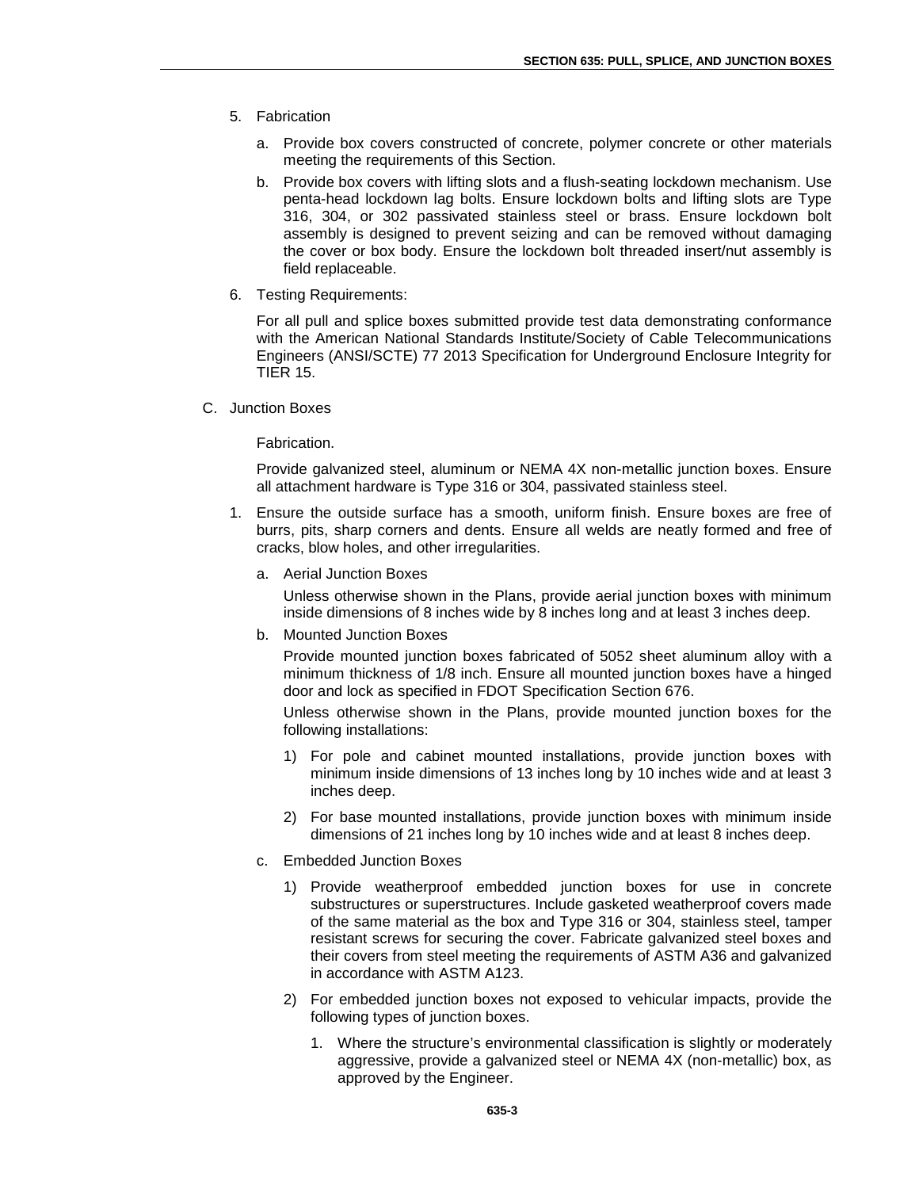5. Fabrication

   a. Provide box covers constructed of concrete, polymer concrete or other materials meeting the requirements of this Section.

   b. Provide box covers with lifting slots and a flush-seating lockdown mechanism. Use penta-head lockdown lag bolts. Ensure lockdown bolts and lifting slots are Type 316, 304, or 302 passivated stainless steel or brass. Ensure lockdown bolt assembly is designed to prevent seizing and can be removed without damaging the cover or box body. Ensure the lockdown bolt threaded insert/nut assembly is field replaceable.

6. Testing Requirements:

   For all pull and splice boxes submitted provide test data demonstrating conformance with the American National Standards Institute/Society of Cable Telecommunications Engineers (ANSI/SCTE) 77 2013 Specification for Underground Enclosure Integrity for TIER 15.

C. Junction Boxes

   Fabrication.

   Provide galvanized steel, aluminum or NEMA 4X non-metallic junction boxes. Ensure all attachment hardware is Type 316 or 304, passivated stainless steel.

1. Ensure the outside surface has a smooth, uniform finish. Ensure boxes are free of burrs, pits, sharp corners and dents. Ensure all welds are neatly formed and free of cracks, blow holes, and other irregularities.

   a. Aerial Junction Boxes

      Unless otherwise shown in the Plans, provide aerial junction boxes with minimum inside dimensions of 8 inches wide by 8 inches long and at least 3 inches deep.

   b. Mounted Junction Boxes

      Provide mounted junction boxes fabricated of 5052 sheet aluminum alloy with a minimum thickness of 1/8 inch. Ensure all mounted junction boxes have a hinged door and lock as specified in FDOT Specification Section 676.

      Unless otherwise shown in the Plans, provide mounted junction boxes for the following installations:

      1) For pole and cabinet mounted installations, provide junction boxes with minimum inside dimensions of 13 inches long by 10 inches wide and at least 3 inches deep.

      2) For base mounted installations, provide junction boxes with minimum inside dimensions of 21 inches long by 10 inches wide and at least 8 inches deep.

   c. Embedded Junction Boxes

      1) Provide weatherproof embedded junction boxes for use in concrete substructures or superstructures. Include gasketed weatherproof covers made of the same material as the box and Type 316 or 304, stainless steel, tamper resistant screws for securing the cover. Fabricate galvanized steel boxes and their covers from steel meeting the requirements of ASTM A36 and galvanized in accordance with ASTM A123.

      2) For embedded junction boxes not exposed to vehicular impacts, provide the following types of junction boxes.

         1. Where the structure's environmental classification is slightly or moderately aggressive, provide a galvanized steel or NEMA 4X (non-metallic) box, as approved by the Engineer.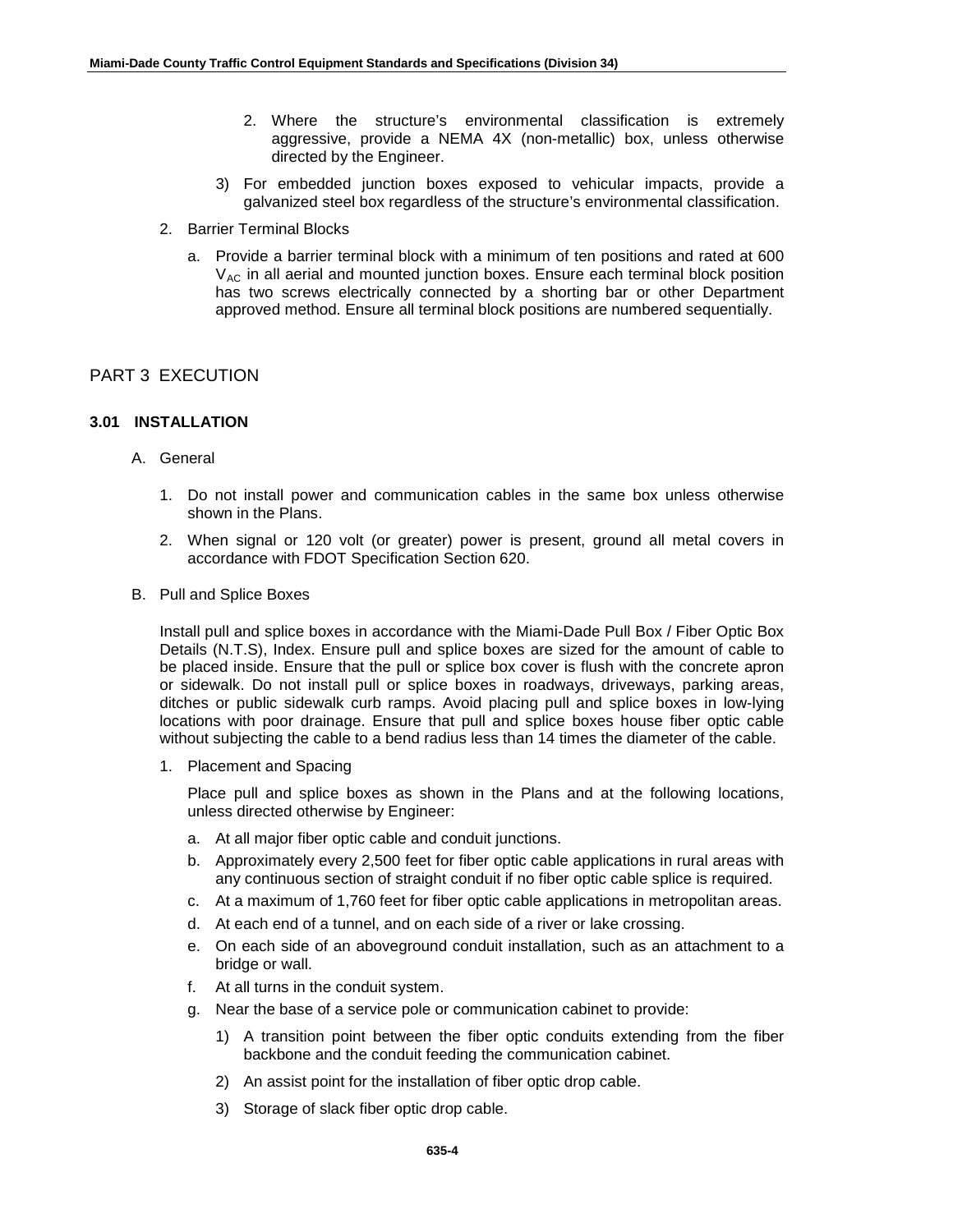2. Where the structure's environmental classification is extremely aggressive, provide a NEMA 4X (non-metallic) box, unless otherwise directed by the Engineer.

3) For embedded junction boxes exposed to vehicular impacts, provide a galvanized steel box regardless of the structure's environmental classification.

2. Barrier Terminal Blocks

   a. Provide a barrier terminal block with a minimum of ten positions and rated at 600 $V_{AC}$ in all aerial and mounted junction boxes. Ensure each terminal block position has two screws electrically connected by a shorting bar or other Department approved method. Ensure all terminal block positions are numbered sequentially.

## PART 3 EXECUTION

### 3.01 INSTALLATION

A. General

1. Do not install power and communication cables in the same box unless otherwise shown in the Plans.
2. When signal or 120 volt (or greater) power is present, ground all metal covers in accordance with FDOT Specification Section 620.

B. Pull and Splice Boxes

Install pull and splice boxes in accordance with the Miami-Dade Pull Box / Fiber Optic Box Details (N.T.S), Index. Ensure pull and splice boxes are sized for the amount of cable to be placed inside. Ensure that the pull or splice box cover is flush with the concrete apron or sidewalk. Do not install pull or splice boxes in roadways, driveways, parking areas, ditches or public sidewalk curb ramps. Avoid placing pull and splice boxes in low-lying locations with poor drainage. Ensure that pull and splice boxes house fiber optic cable without subjecting the cable to a bend radius less than 14 times the diameter of the cable.

1. Placement and Spacing

   Place pull and splice boxes as shown in the Plans and at the following locations, unless directed otherwise by Engineer:

   a. At all major fiber optic cable and conduit junctions.
   b. Approximately every 2,500 feet for fiber optic cable applications in rural areas with any continuous section of straight conduit if no fiber optic cable splice is required.
   c. At a maximum of 1,760 feet for fiber optic cable applications in metropolitan areas.
   d. At each end of a tunnel, and on each side of a river or lake crossing.
   e. On each side of an aboveground conduit installation, such as an attachment to a bridge or wall.
   f. At all turns in the conduit system.
   g. Near the base of a service pole or communication cabinet to provide:

      1) A transition point between the fiber optic conduits extending from the fiber backbone and the conduit feeding the communication cabinet.
      2) An assist point for the installation of fiber optic drop cable.
      3) Storage of slack fiber optic drop cable.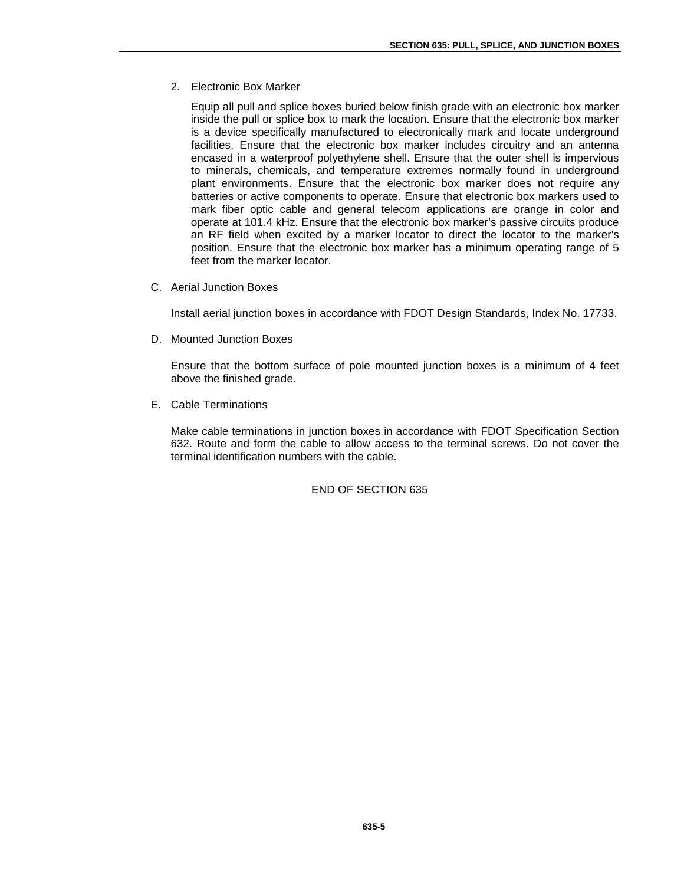2. Electronic Box Marker

   Equip all pull and splice boxes buried below finish grade with an electronic box marker inside the pull or splice box to mark the location. Ensure that the electronic box marker is a device specifically manufactured to electronically mark and locate underground facilities. Ensure that the electronic box marker includes circuitry and an antenna encased in a waterproof polyethylene shell. Ensure that the outer shell is impervious to minerals, chemicals, and temperature extremes normally found in underground plant environments. Ensure that the electronic box marker does not require any batteries or active components to operate. Ensure that electronic box markers used to mark fiber optic cable and general telecom applications are orange in color and operate at 101.4 kHz. Ensure that the electronic box marker's passive circuits produce an RF field when excited by a marker locator to direct the locator to the marker's position. Ensure that the electronic box marker has a minimum operating range of 5 feet from the marker locator.

C. Aerial Junction Boxes

   Install aerial junction boxes in accordance with FDOT Design Standards, Index No. 17733.

D. Mounted Junction Boxes

   Ensure that the bottom surface of pole mounted junction boxes is a minimum of 4 feet above the finished grade.

E. Cable Terminations

   Make cable terminations in junction boxes in accordance with FDOT Specification Section 632. Route and form the cable to allow access to the terminal screws. Do not cover the terminal identification numbers with the cable.

END OF SECTION 635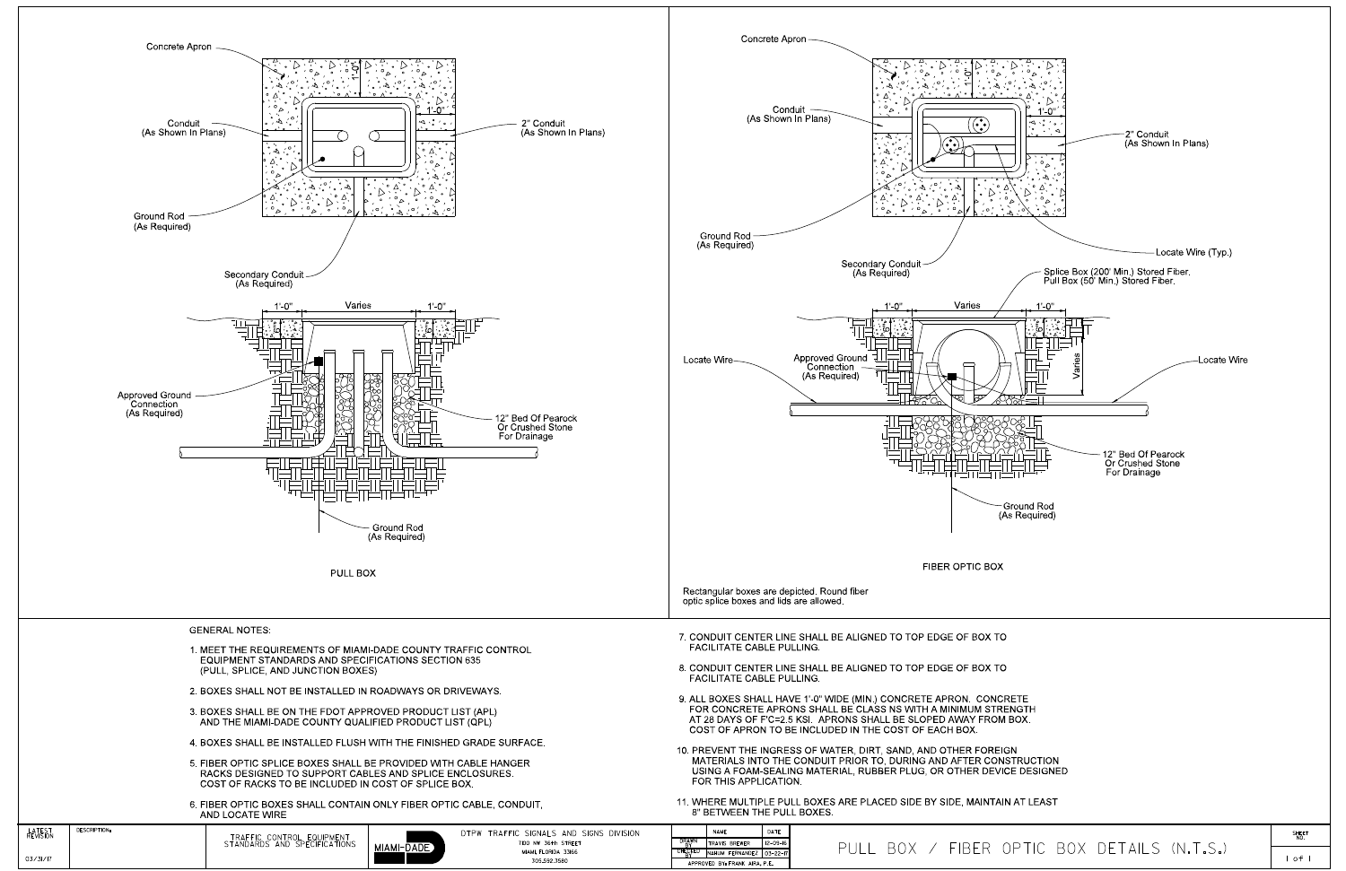PULL BOX

Concrete Apron

Conduit (As Shown In Plans)

2" Conduit (As Shown In Plans)

Ground Rod (As Required)

Secondary Conduit (As Required)

1'-0"

Varies

1'-0"

Approved Ground Connection (As Required)

12" Bed Of Pearock Or Crushed Stone For Drainage

Ground Rod (As Required)

FIBER OPTIC BOX

Concrete Apron

Conduit (As Shown In Plans)

2" Conduit (As Shown In Plans)

Ground Rod (As Required)

Locate Wire (Typ.)

Secondary Conduit (As Required)

Splice Box (200' Min.) Stored Fiber. Pull Box (50' Min.) Stored Fiber.

1'-0"

Varies

1'-0"

Locate Wire

Approved Ground Connection (As Required)

Varies

Locate Wire

12" Bed Of Pearock Or Crushed Stone For Drainage

Ground Rod (As Required)

Rectangular boxes are depicted. Round fiber optic splice boxes and lids are allowed.

## GENERAL NOTES:

1. MEET THE REQUIREMENTS OF MIAMI-DADE COUNTY TRAFFIC CONTROL EQUIPMENT STANDARDS AND SPECIFICATIONS SECTION 635 (PULL, SPLICE, AND JUNCTION BOXES)
2. BOXES SHALL NOT BE INSTALLED IN ROADWAYS OR DRIVEWAYS.
3. BOXES SHALL BE ON THE FDOT APPROVED PRODUCT LIST (APL) AND THE MIAMI-DADE COUNTY QUALIFIED PRODUCT LIST (QPL)
4. BOXES SHALL BE INSTALLED FLUSH WITH THE FINISHED GRADE SURFACE.
5. FIBER OPTIC SPLICE BOXES SHALL BE PROVIDED WITH CABLE HANGER RACKS DESIGNED TO SUPPORT CABLES AND SPLICE ENCLOSURES. COST OF RACKS TO BE INCLUDED IN COST OF SPLICE BOX.
6. FIBER OPTIC BOXES SHALL CONTAIN ONLY FIBER OPTIC CABLE, CONDUIT, AND LOCATE WIRE
7. CONDUIT CENTER LINE SHALL BE ALIGNED TO TOP EDGE OF BOX TO FACILITATE CABLE PULLING.
8. CONDUIT CENTER LINE SHALL BE ALIGNED TO TOP EDGE OF BOX TO FACILITATE CABLE PULLING.
9. ALL BOXES SHALL HAVE 1'-0" WIDE (MIN.) CONCRETE APRON. CONCRETE FOR CONCRETE APRONS SHALL BE CLASS NS WITH A MINIMUM STRENGTH AT 28 DAYS OF F'C=2.5 KSI. APRONS SHALL BE SLOPED AWAY FROM BOX. COST OF APRON TO BE INCLUDED IN THE COST OF EACH BOX.
10. PREVENT THE INGRESS OF WATER, DIRT, SAND, AND OTHER FOREIGN MATERIALS INTO THE CONDUIT PRIOR TO, DURING AND AFTER CONSTRUCTION USING A FOAM-SEALING MATERIAL, RUBBER PLUG, OR OTHER DEVICE DESIGNED FOR THIS APPLICATION.
11. WHERE MULTIPLE PULL BOXES ARE PLACED SIDE BY SIDE, MAINTAIN AT LEAST 8" BETWEEN THE PULL BOXES.

LATEST REVISION: 03/31/17

DESCRIPTION:

TRAFFIC CONTROL EQUIPMENT STANDARDS AND SPECIFICATIONS

MIAMI-DADE

DTPW TRAFFIC SIGNALS AND SIGNS DIVISION
7100 NW 36th STREET
MIAMI, FLORIDA 33166
305.592.3580

| | NAME | DATE |
|---|---|---|
| DRAWN BY | TRAVIS BREWER | 12-09-16 |
| CHECKED BY | NAHUM FERNANDEZ | 03-22-17 |
| APPROVED BY: FRANK AIRA, P.E. | | |

PULL BOX / FIBER OPTIC BOX DETAILS (N.T.S.)

SHEET NO. 1 of 1